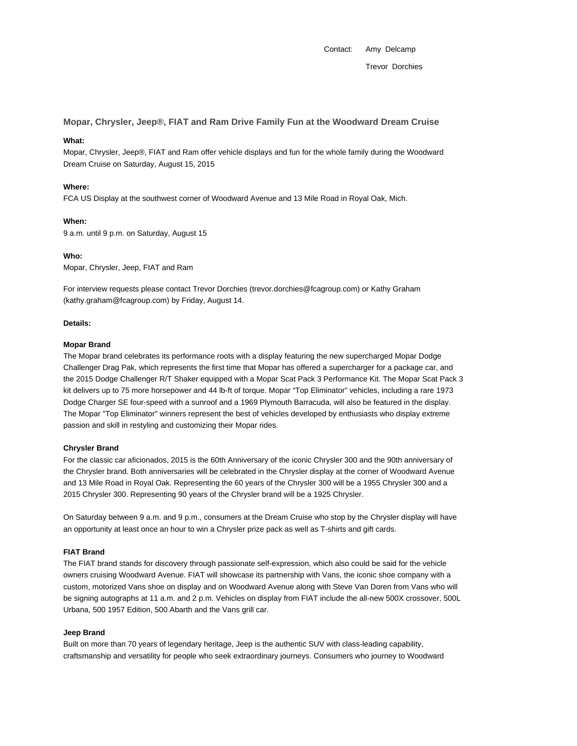Contact: Amy Delcamp

Trevor Dorchies

## Mopar, Chrysler, Jeep®, FIAT and Ram Drive Family Fun at the Woodward Dream Cruise

**What:**

Mopar, Chrysler, Jeep®, FIAT and Ram offer vehicle displays and fun for the whole family during the Woodward Dream Cruise on Saturday, August 15, 2015

**Where:**

FCA US Display at the southwest corner of Woodward Avenue and 13 Mile Road in Royal Oak, Mich.

**When:**

9 a.m. until 9 p.m. on Saturday, August 15

**Who:**

Mopar, Chrysler, Jeep, FIAT and Ram

For interview requests please contact Trevor Dorchies (trevor.dorchies@fcagroup.com) or Kathy Graham (kathy.graham@fcagroup.com) by Friday, August 14.

**Details:**

**Mopar Brand**

The Mopar brand celebrates its performance roots with a display featuring the new supercharged Mopar Dodge Challenger Drag Pak, which represents the first time that Mopar has offered a supercharger for a package car, and the 2015 Dodge Challenger R/T Shaker equipped with a Mopar Scat Pack 3 Performance Kit. The Mopar Scat Pack 3 kit delivers up to 75 more horsepower and 44 lb-ft of torque. Mopar "Top Eliminator" vehicles, including a rare 1973 Dodge Charger SE four-speed with a sunroof and a 1969 Plymouth Barracuda, will also be featured in the display. The Mopar "Top Eliminator" winners represent the best of vehicles developed by enthusiasts who display extreme passion and skill in restyling and customizing their Mopar rides.

**Chrysler Brand**

For the classic car aficionados, 2015 is the 60th Anniversary of the iconic Chrysler 300 and the 90th anniversary of the Chrysler brand. Both anniversaries will be celebrated in the Chrysler display at the corner of Woodward Avenue and 13 Mile Road in Royal Oak. Representing the 60 years of the Chrysler 300 will be a 1955 Chrysler 300 and a 2015 Chrysler 300. Representing 90 years of the Chrysler brand will be a 1925 Chrysler.

On Saturday between 9 a.m. and 9 p.m., consumers at the Dream Cruise who stop by the Chrysler display will have an opportunity at least once an hour to win a Chrysler prize pack as well as T-shirts and gift cards.

**FIAT Brand**

The FIAT brand stands for discovery through passionate self-expression, which also could be said for the vehicle owners cruising Woodward Avenue. FIAT will showcase its partnership with Vans, the iconic shoe company with a custom, motorized Vans shoe on display and on Woodward Avenue along with Steve Van Doren from Vans who will be signing autographs at 11 a.m. and 2 p.m. Vehicles on display from FIAT include the all-new 500X crossover, 500L Urbana, 500 1957 Edition, 500 Abarth and the Vans grill car.

**Jeep Brand**

Built on more than 70 years of legendary heritage, Jeep is the authentic SUV with class-leading capability, craftsmanship and versatility for people who seek extraordinary journeys. Consumers who journey to Woodward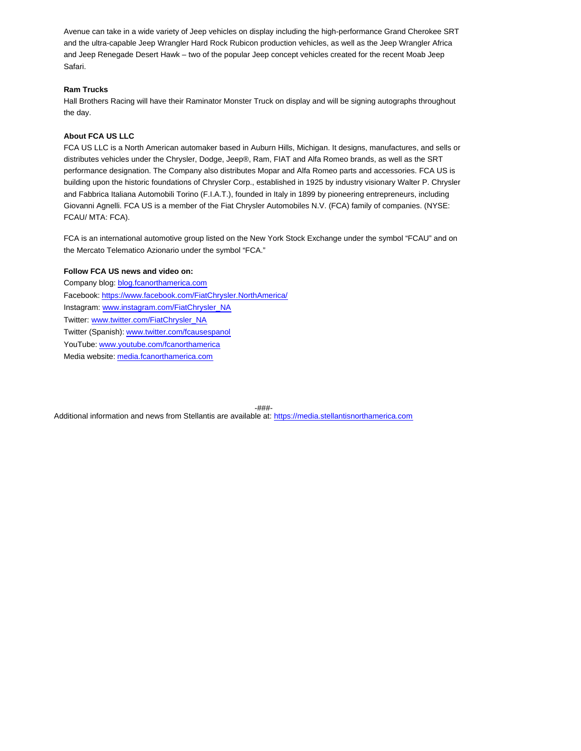Avenue can take in a wide variety of Jeep vehicles on display including the high-performance Grand Cherokee SRT and the ultra-capable Jeep Wrangler Hard Rock Rubicon production vehicles, as well as the Jeep Wrangler Africa and Jeep Renegade Desert Hawk – two of the popular Jeep concept vehicles created for the recent Moab Jeep Safari.

**Ram Trucks**

Hall Brothers Racing will have their Raminator Monster Truck on display and will be signing autographs throughout the day.

**About FCA US LLC**

FCA US LLC is a North American automaker based in Auburn Hills, Michigan. It designs, manufactures, and sells or distributes vehicles under the Chrysler, Dodge, Jeep®, Ram, FIAT and Alfa Romeo brands, as well as the SRT performance designation. The Company also distributes Mopar and Alfa Romeo parts and accessories. FCA US is building upon the historic foundations of Chrysler Corp., established in 1925 by industry visionary Walter P. Chrysler and Fabbrica Italiana Automobili Torino (F.I.A.T.), founded in Italy in 1899 by pioneering entrepreneurs, including Giovanni Agnelli. FCA US is a member of the Fiat Chrysler Automobiles N.V. (FCA) family of companies. (NYSE: FCAU/ MTA: FCA).

FCA is an international automotive group listed on the New York Stock Exchange under the symbol "FCAU" and on the Mercato Telematico Azionario under the symbol "FCA."

**Follow FCA US news and video on:**

Company blog: blog.fcanorthamerica.com
Facebook: https://www.facebook.com/FiatChrysler.NorthAmerica/
Instagram: www.instagram.com/FiatChrysler_NA
Twitter: www.twitter.com/FiatChrysler_NA
Twitter (Spanish): www.twitter.com/fcausespanol
YouTube: www.youtube.com/fcanorthamerica
Media website: media.fcanorthamerica.com

-###-

Additional information and news from Stellantis are available at: https://media.stellantisnorthamerica.com